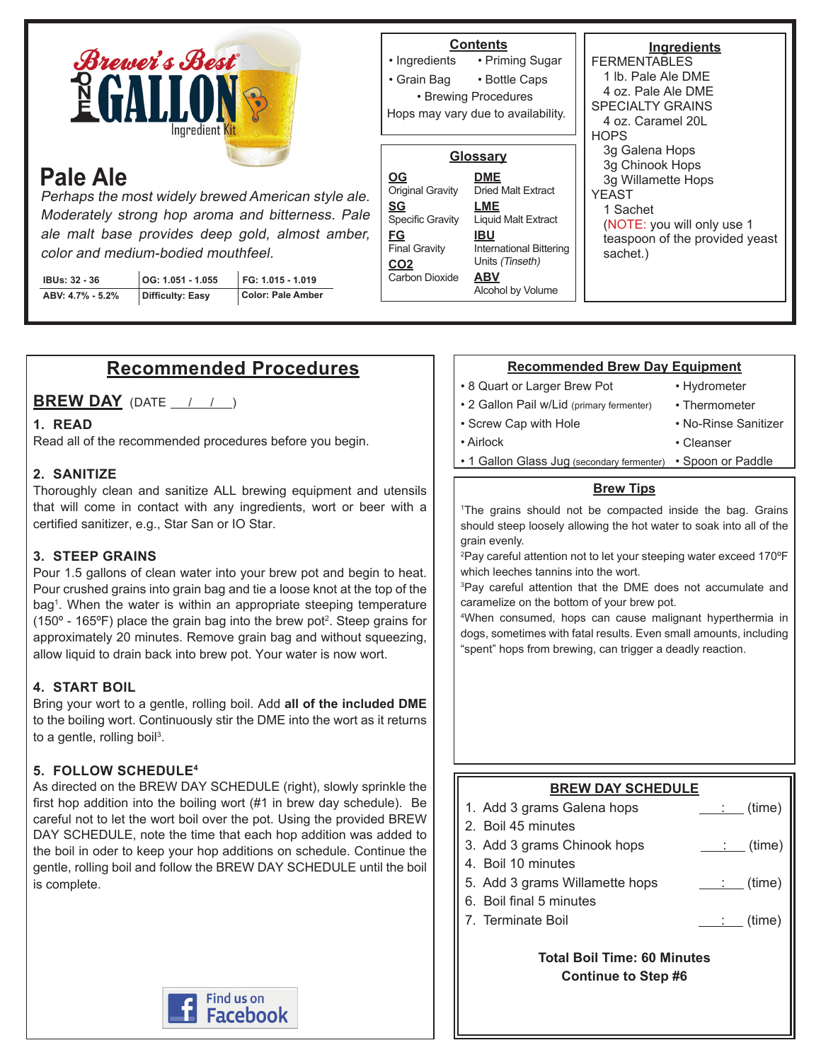# Brewer's Best One Gallon Ingredient Kit

## Pale Ale

*Perhaps the most widely brewed American style ale. Moderately strong hop aroma and bitterness. Pale ale malt base provides deep gold, almost amber, color and medium-bodied mouthfeel.*

| IBUs: 32 - 36 | OG: 1.051 - 1.055 | FG: 1.015 - 1.019 |
|---|---|---|
| ABV: 4.7% - 5.2% | Difficulty: Easy | Color: Pale Amber |

### Contents

- Ingredients
- Priming Sugar
- Grain Bag
- Bottle Caps
- Brewing Procedures

Hops may vary due to availability.

### Glossary

**OG** Original Gravity
**SG** Specific Gravity
**FG** Final Gravity
**CO2** Carbon Dioxide
**DME** Dried Malt Extract
**LME** Liquid Malt Extract
**IBU** International Bittering Units *(Tinseth)*
**ABV** Alcohol by Volume

### Ingredients

FERMENTABLES
- 1 lb. Pale Ale DME
- 4 oz. Pale Ale DME

SPECIALTY GRAINS
- 4 oz. Caramel 20L

HOPS
- 3g Galena Hops
- 3g Chinook Hops
- 3g Willamette Hops

YEAST
- 1 Sachet

(NOTE: you will only use 1 teaspoon of the provided yeast sachet.)

## Recommended Procedures

### BREW DAY (DATE __/__/__)

**1. READ**

Read all of the recommended procedures before you begin.

**2. SANITIZE**

Thoroughly clean and sanitize ALL brewing equipment and utensils that will come in contact with any ingredients, wort or beer with a certified sanitizer, e.g., Star San or IO Star.

**3. STEEP GRAINS**

Pour 1.5 gallons of clean water into your brew pot and begin to heat. Pour crushed grains into grain bag and tie a loose knot at the top of the bag[1]. When the water is within an appropriate steeping temperature (150º - 165ºF) place the grain bag into the brew pot[2]. Steep grains for approximately 20 minutes. Remove grain bag and without squeezing, allow liquid to drain back into brew pot. Your water is now wort.

**4. START BOIL**

Bring your wort to a gentle, rolling boil. Add **all of the included DME** to the boiling wort. Continuously stir the DME into the wort as it returns to a gentle, rolling boil[3].

**5. FOLLOW SCHEDULE[4]**

As directed on the BREW DAY SCHEDULE (right), slowly sprinkle the first hop addition into the boiling wort (#1 in brew day schedule). Be careful not to let the wort boil over the pot. Using the provided BREW DAY SCHEDULE, note the time that each hop addition was added to the boil in oder to keep your hop additions on schedule. Continue the gentle, rolling boil and follow the BREW DAY SCHEDULE until the boil is complete.

Find us on Facebook

### Recommended Brew Day Equipment

- 8 Quart or Larger Brew Pot
- 2 Gallon Pail w/Lid (primary fermenter)
- Screw Cap with Hole
- Airlock
- 1 Gallon Glass Jug (secondary fermenter)
- Hydrometer
- Thermometer
- No-Rinse Sanitizer
- Cleanser
- Spoon or Paddle

### Brew Tips

[1]The grains should not be compacted inside the bag. Grains should steep loosely allowing the hot water to soak into all of the grain evenly.

[2]Pay careful attention not to let your steeping water exceed 170ºF which leeches tannins into the wort.

[3]Pay careful attention that the DME does not accumulate and caramelize on the bottom of your brew pot.

[4]When consumed, hops can cause malignant hyperthermia in dogs, sometimes with fatal results. Even small amounts, including "spent" hops from brewing, can trigger a deadly reaction.

### BREW DAY SCHEDULE

1. Add 3 grams Galena hops ___:___ (time)
2. Boil 45 minutes
3. Add 3 grams Chinook hops ___:___ (time)
4. Boil 10 minutes
5. Add 3 grams Willamette hops ___:___ (time)
6. Boil final 5 minutes
7. Terminate Boil ___:___ (time)

**Total Boil Time: 60 Minutes**
**Continue to Step #6**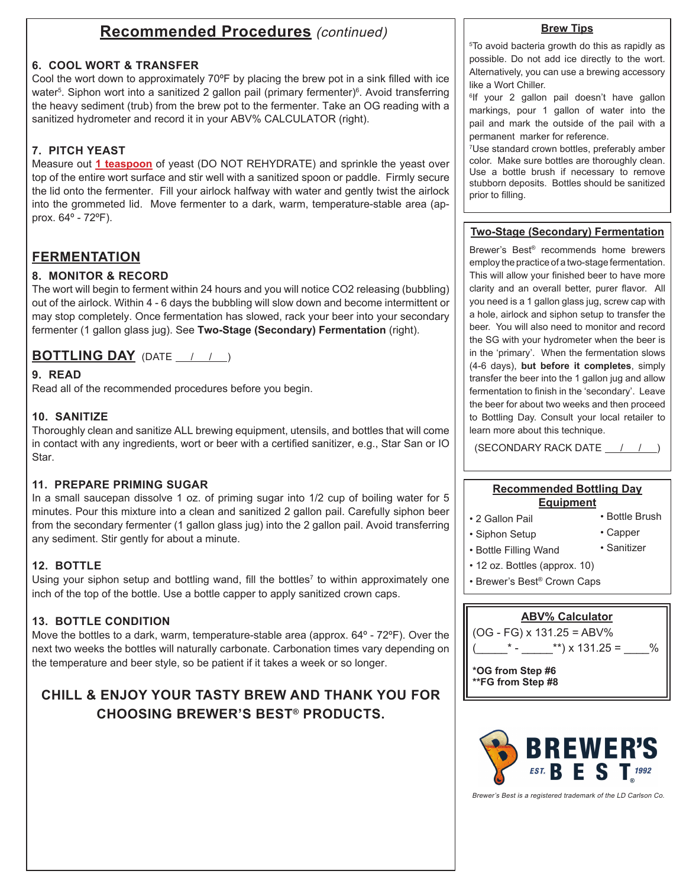## Recommended Procedures *(continued)*

### 6. COOL WORT & TRANSFER

Cool the wort down to approximately 70ºF by placing the brew pot in a sink filled with ice water[5]. Siphon wort into a sanitized 2 gallon pail (primary fermenter)[6]. Avoid transferring the heavy sediment (trub) from the brew pot to the fermenter. Take an OG reading with a sanitized hydrometer and record it in your ABV% CALCULATOR (right).

### 7. PITCH YEAST

Measure out **1 teaspoon** of yeast (DO NOT REHYDRATE) and sprinkle the yeast over top of the entire wort surface and stir well with a sanitized spoon or paddle. Firmly secure the lid onto the fermenter. Fill your airlock halfway with water and gently twist the airlock into the grommeted lid. Move fermenter to a dark, warm, temperature-stable area (approx. 64º - 72ºF).

## FERMENTATION

### 8. MONITOR & RECORD

The wort will begin to ferment within 24 hours and you will notice $CO_2$ releasing (bubbling) out of the airlock. Within 4 - 6 days the bubbling will slow down and become intermittent or may stop completely. Once fermentation has slowed, rack your beer into your secondary fermenter (1 gallon glass jug). See **Two-Stage (Secondary) Fermentation** (right).

## BOTTLING DAY (DATE __/__/__)

### 9. READ

Read all of the recommended procedures before you begin.

### 10. SANITIZE

Thoroughly clean and sanitize ALL brewing equipment, utensils, and bottles that will come in contact with any ingredients, wort or beer with a certified sanitizer, e.g., Star San or IO Star.

### 11. PREPARE PRIMING SUGAR

In a small saucepan dissolve 1 oz. of priming sugar into 1/2 cup of boiling water for 5 minutes. Pour this mixture into a clean and sanitized 2 gallon pail. Carefully siphon beer from the secondary fermenter (1 gallon glass jug) into the 2 gallon pail. Avoid transferring any sediment. Stir gently for about a minute.

### 12. BOTTLE

Using your siphon setup and bottling wand, fill the bottles[7] to within approximately one inch of the top of the bottle. Use a bottle capper to apply sanitized crown caps.

### 13. BOTTLE CONDITION

Move the bottles to a dark, warm, temperature-stable area (approx. 64º - 72ºF). Over the next two weeks the bottles will naturally carbonate. Carbonation times vary depending on the temperature and beer style, so be patient if it takes a week or so longer.

**CHILL & ENJOY YOUR TASTY BREW AND THANK YOU FOR CHOOSING BREWER'S BEST® PRODUCTS.**

### Brew Tips

[5]To avoid bacteria growth do this as rapidly as possible. Do not add ice directly to the wort. Alternatively, you can use a brewing accessory like a Wort Chiller.

[6]If your 2 gallon pail doesn't have gallon markings, pour 1 gallon of water into the pail and mark the outside of the pail with a permanent marker for reference.

[7]Use standard crown bottles, preferably amber color. Make sure bottles are thoroughly clean. Use a bottle brush if necessary to remove stubborn deposits. Bottles should be sanitized prior to filling.

### Two-Stage (Secondary) Fermentation

Brewer's Best® recommends home brewers employ the practice of a two-stage fermentation. This will allow your finished beer to have more clarity and an overall better, purer flavor. All you need is a 1 gallon glass jug, screw cap with a hole, airlock and siphon setup to transfer the beer. You will also need to monitor and record the SG with your hydrometer when the beer is in the 'primary'. When the fermentation slows (4-6 days), **but before it completes**, simply transfer the beer into the 1 gallon jug and allow fermentation to finish in the 'secondary'. Leave the beer for about two weeks and then proceed to Bottling Day. Consult your local retailer to learn more about this technique.

(SECONDARY RACK DATE __/__/__)

### Recommended Bottling Day Equipment

- 2 Gallon Pail
- Siphon Setup
- Bottle Filling Wand
- 12 oz. Bottles (approx. 10)
- Brewer's Best® Crown Caps
- Bottle Brush
- Capper
- Sanitizer

### ABV% Calculator

(OG - FG) x 131.25 = ABV%

(_____* - _____**) x 131.25 = ____%

**\*OG from Step #6**
**\*\*FG from Step #8**

BREWER'S BEST EST. 1992

*Brewer's Best is a registered trademark of the LD Carlson Co.*